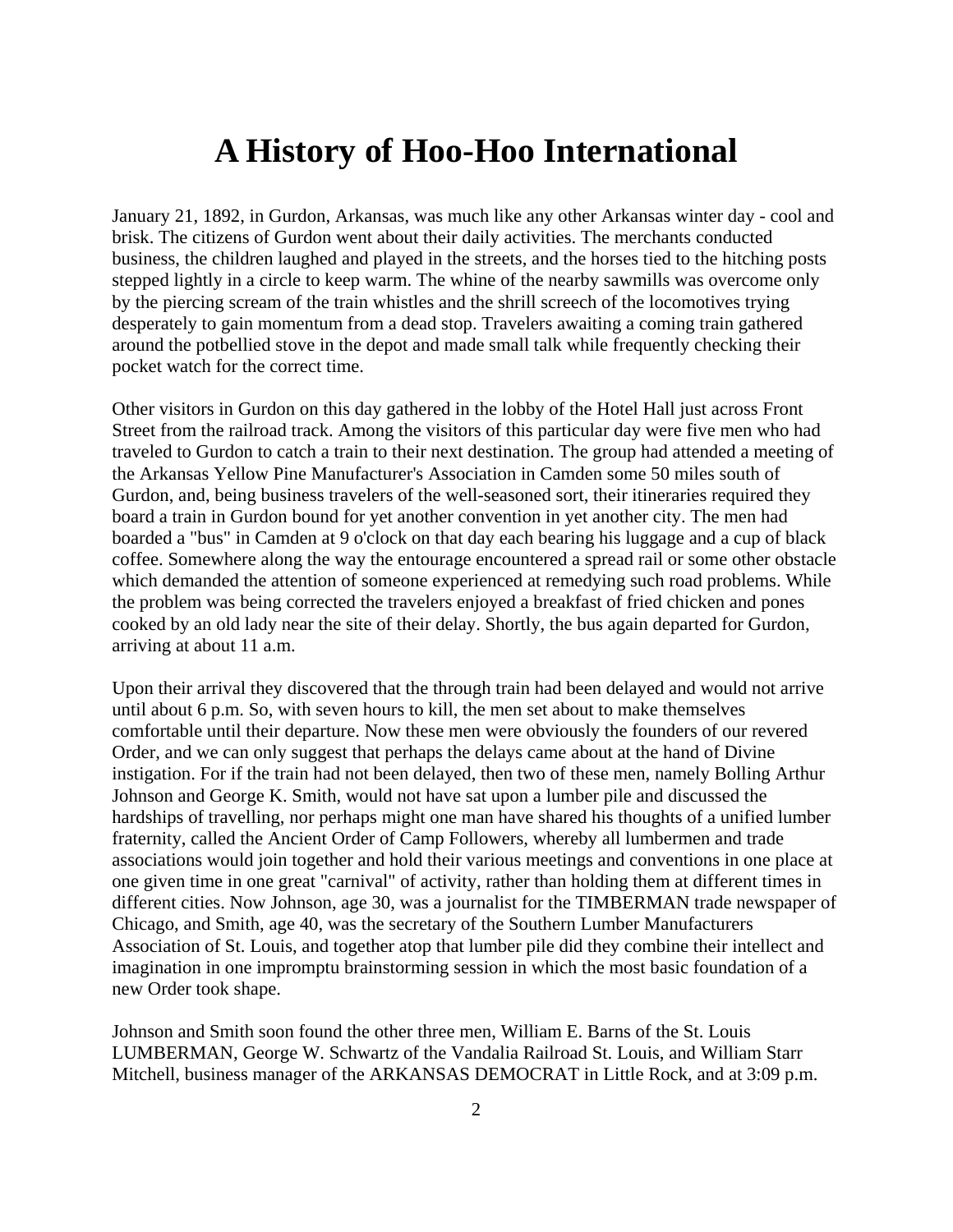# A History of Hoo-Hoo International

January 21, 1892, in Gurdon, Arkansas, was much like any other Arkansas winter day - cool and brisk. The citizens of Gurdon went about their daily activities. The merchants conducted business, the children laughed and played in the streets, and the horses tied to the hitching posts stepped lightly in a circle to keep warm. The whine of the nearby sawmills was overcome only by the piercing scream of the train whistles and the shrill screech of the locomotives trying desperately to gain momentum from a dead stop. Travelers awaiting a coming train gathered around the potbellied stove in the depot and made small talk while frequently checking their pocket watch for the correct time.

Other visitors in Gurdon on this day gathered in the lobby of the Hotel Hall just across Front Street from the railroad track. Among the visitors of this particular day were five men who had traveled to Gurdon to catch a train to their next destination. The group had attended a meeting of the Arkansas Yellow Pine Manufacturer's Association in Camden some 50 miles south of Gurdon, and, being business travelers of the well-seasoned sort, their itineraries required they board a train in Gurdon bound for yet another convention in yet another city. The men had boarded a "bus" in Camden at 9 o'clock on that day each bearing his luggage and a cup of black coffee. Somewhere along the way the entourage encountered a spread rail or some other obstacle which demanded the attention of someone experienced at remedying such road problems. While the problem was being corrected the travelers enjoyed a breakfast of fried chicken and pones cooked by an old lady near the site of their delay. Shortly, the bus again departed for Gurdon, arriving at about 11 a.m.

Upon their arrival they discovered that the through train had been delayed and would not arrive until about 6 p.m. So, with seven hours to kill, the men set about to make themselves comfortable until their departure. Now these men were obviously the founders of our revered Order, and we can only suggest that perhaps the delays came about at the hand of Divine instigation. For if the train had not been delayed, then two of these men, namely Bolling Arthur Johnson and George K. Smith, would not have sat upon a lumber pile and discussed the hardships of travelling, nor perhaps might one man have shared his thoughts of a unified lumber fraternity, called the Ancient Order of Camp Followers, whereby all lumbermen and trade associations would join together and hold their various meetings and conventions in one place at one given time in one great "carnival" of activity, rather than holding them at different times in different cities. Now Johnson, age 30, was a journalist for the TIMBERMAN trade newspaper of Chicago, and Smith, age 40, was the secretary of the Southern Lumber Manufacturers Association of St. Louis, and together atop that lumber pile did they combine their intellect and imagination in one impromptu brainstorming session in which the most basic foundation of a new Order took shape.

Johnson and Smith soon found the other three men, William E. Barns of the St. Louis LUMBERMAN, George W. Schwartz of the Vandalia Railroad St. Louis, and William Starr Mitchell, business manager of the ARKANSAS DEMOCRAT in Little Rock, and at 3:09 p.m.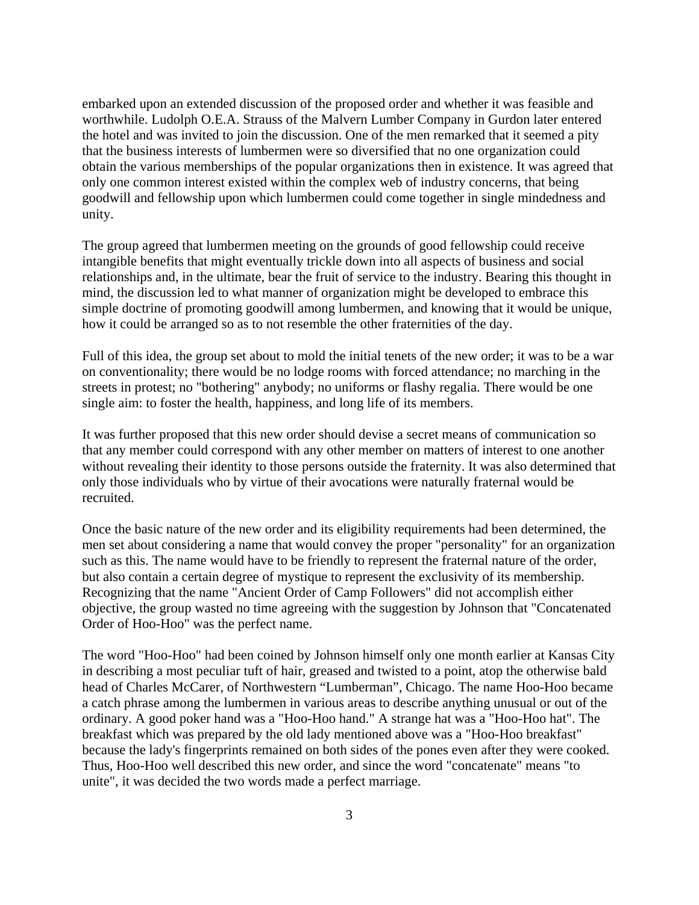embarked upon an extended discussion of the proposed order and whether it was feasible and worthwhile. Ludolph O.E.A. Strauss of the Malvern Lumber Company in Gurdon later entered the hotel and was invited to join the discussion. One of the men remarked that it seemed a pity that the business interests of lumbermen were so diversified that no one organization could obtain the various memberships of the popular organizations then in existence. It was agreed that only one common interest existed within the complex web of industry concerns, that being goodwill and fellowship upon which lumbermen could come together in single mindedness and unity.

The group agreed that lumbermen meeting on the grounds of good fellowship could receive intangible benefits that might eventually trickle down into all aspects of business and social relationships and, in the ultimate, bear the fruit of service to the industry. Bearing this thought in mind, the discussion led to what manner of organization might be developed to embrace this simple doctrine of promoting goodwill among lumbermen, and knowing that it would be unique, how it could be arranged so as to not resemble the other fraternities of the day.

Full of this idea, the group set about to mold the initial tenets of the new order; it was to be a war on conventionality; there would be no lodge rooms with forced attendance; no marching in the streets in protest; no "bothering" anybody; no uniforms or flashy regalia. There would be one single aim: to foster the health, happiness, and long life of its members.

It was further proposed that this new order should devise a secret means of communication so that any member could correspond with any other member on matters of interest to one another without revealing their identity to those persons outside the fraternity. It was also determined that only those individuals who by virtue of their avocations were naturally fraternal would be recruited.

Once the basic nature of the new order and its eligibility requirements had been determined, the men set about considering a name that would convey the proper "personality" for an organization such as this. The name would have to be friendly to represent the fraternal nature of the order, but also contain a certain degree of mystique to represent the exclusivity of its membership. Recognizing that the name "Ancient Order of Camp Followers" did not accomplish either objective, the group wasted no time agreeing with the suggestion by Johnson that "Concatenated Order of Hoo-Hoo" was the perfect name.

The word "Hoo-Hoo" had been coined by Johnson himself only one month earlier at Kansas City in describing a most peculiar tuft of hair, greased and twisted to a point, atop the otherwise bald head of Charles McCarer, of Northwestern "Lumberman", Chicago. The name Hoo-Hoo became a catch phrase among the lumbermen in various areas to describe anything unusual or out of the ordinary. A good poker hand was a "Hoo-Hoo hand." A strange hat was a "Hoo-Hoo hat". The breakfast which was prepared by the old lady mentioned above was a "Hoo-Hoo breakfast" because the lady's fingerprints remained on both sides of the pones even after they were cooked. Thus, Hoo-Hoo well described this new order, and since the word "concatenate" means "to unite", it was decided the two words made a perfect marriage.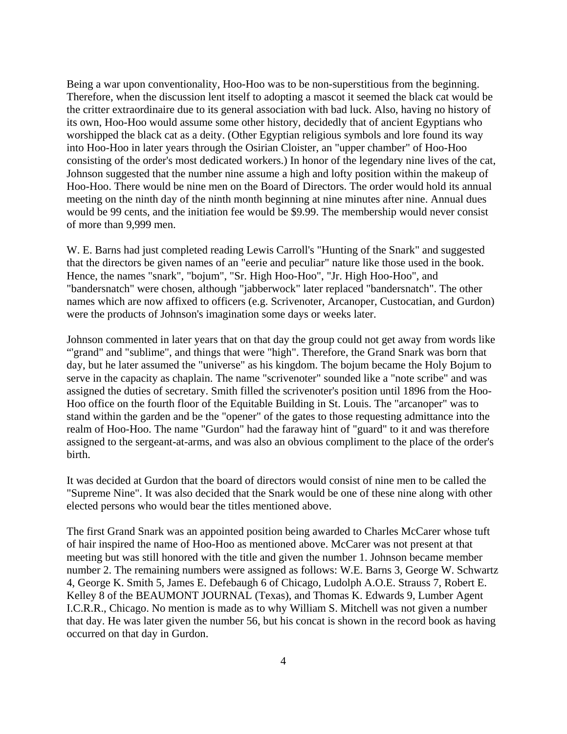Being a war upon conventionality, Hoo-Hoo was to be non-superstitious from the beginning. Therefore, when the discussion lent itself to adopting a mascot it seemed the black cat would be the critter extraordinaire due to its general association with bad luck. Also, having no history of its own, Hoo-Hoo would assume some other history, decidedly that of ancient Egyptians who worshipped the black cat as a deity. (Other Egyptian religious symbols and lore found its way into Hoo-Hoo in later years through the Osirian Cloister, an "upper chamber" of Hoo-Hoo consisting of the order's most dedicated workers.) In honor of the legendary nine lives of the cat, Johnson suggested that the number nine assume a high and lofty position within the makeup of Hoo-Hoo. There would be nine men on the Board of Directors. The order would hold its annual meeting on the ninth day of the ninth month beginning at nine minutes after nine. Annual dues would be 99 cents, and the initiation fee would be $9.99. The membership would never consist of more than 9,999 men.

W. E. Barns had just completed reading Lewis Carroll's "Hunting of the Snark" and suggested that the directors be given names of an "eerie and peculiar" nature like those used in the book. Hence, the names "snark", "bojum", "Sr. High Hoo-Hoo", "Jr. High Hoo-Hoo", and "bandersnatch" were chosen, although "jabberwock" later replaced "bandersnatch". The other names which are now affixed to officers (e.g. Scrivenoter, Arcanoper, Custocatian, and Gurdon) were the products of Johnson's imagination some days or weeks later.

Johnson commented in later years that on that day the group could not get away from words like "'grand" and "sublime", and things that were "high". Therefore, the Grand Snark was born that day, but he later assumed the "universe" as his kingdom. The bojum became the Holy Bojum to serve in the capacity as chaplain. The name "scrivenoter" sounded like a "note scribe" and was assigned the duties of secretary. Smith filled the scrivenoter's position until 1896 from the Hoo-Hoo office on the fourth floor of the Equitable Building in St. Louis. The "arcanoper" was to stand within the garden and be the "opener" of the gates to those requesting admittance into the realm of Hoo-Hoo. The name "Gurdon" had the faraway hint of "guard" to it and was therefore assigned to the sergeant-at-arms, and was also an obvious compliment to the place of the order's birth.

It was decided at Gurdon that the board of directors would consist of nine men to be called the "Supreme Nine". It was also decided that the Snark would be one of these nine along with other elected persons who would bear the titles mentioned above.

The first Grand Snark was an appointed position being awarded to Charles McCarer whose tuft of hair inspired the name of Hoo-Hoo as mentioned above. McCarer was not present at that meeting but was still honored with the title and given the number 1. Johnson became member number 2. The remaining numbers were assigned as follows: W.E. Barns 3, George W. Schwartz 4, George K. Smith 5, James E. Defebaugh 6 of Chicago, Ludolph A.O.E. Strauss 7, Robert E. Kelley 8 of the BEAUMONT JOURNAL (Texas), and Thomas K. Edwards 9, Lumber Agent I.C.R.R., Chicago. No mention is made as to why William S. Mitchell was not given a number that day. He was later given the number 56, but his concat is shown in the record book as having occurred on that day in Gurdon.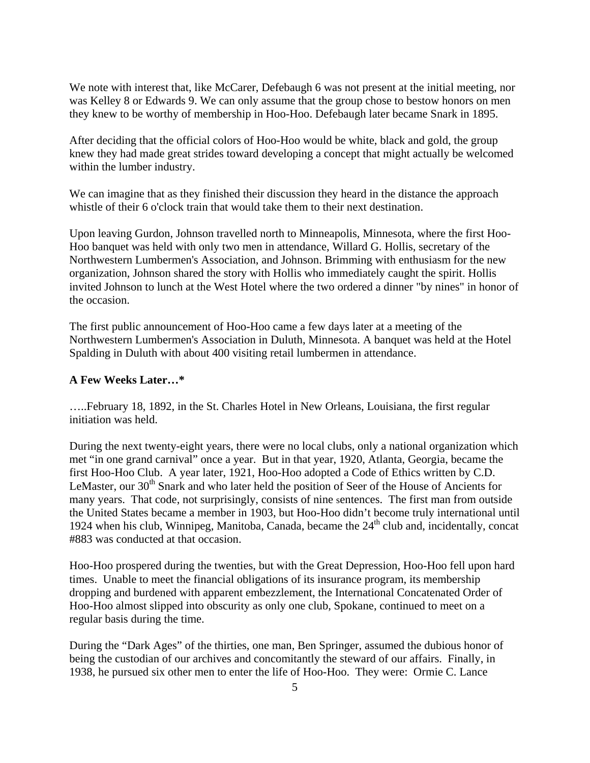We note with interest that, like McCarer, Defebaugh 6 was not present at the initial meeting, nor was Kelley 8 or Edwards 9. We can only assume that the group chose to bestow honors on men they knew to be worthy of membership in Hoo-Hoo. Defebaugh later became Snark in 1895.

After deciding that the official colors of Hoo-Hoo would be white, black and gold, the group knew they had made great strides toward developing a concept that might actually be welcomed within the lumber industry.

We can imagine that as they finished their discussion they heard in the distance the approach whistle of their 6 o'clock train that would take them to their next destination.

Upon leaving Gurdon, Johnson travelled north to Minneapolis, Minnesota, where the first Hoo-Hoo banquet was held with only two men in attendance, Willard G. Hollis, secretary of the Northwestern Lumbermen's Association, and Johnson. Brimming with enthusiasm for the new organization, Johnson shared the story with Hollis who immediately caught the spirit. Hollis invited Johnson to lunch at the West Hotel where the two ordered a dinner "by nines" in honor of the occasion.

The first public announcement of Hoo-Hoo came a few days later at a meeting of the Northwestern Lumbermen's Association in Duluth, Minnesota. A banquet was held at the Hotel Spalding in Duluth with about 400 visiting retail lumbermen in attendance.

**A Few Weeks Later…***

…..February 18, 1892, in the St. Charles Hotel in New Orleans, Louisiana, the first regular initiation was held.

During the next twenty-eight years, there were no local clubs, only a national organization which met "in one grand carnival" once a year. But in that year, 1920, Atlanta, Georgia, became the first Hoo-Hoo Club. A year later, 1921, Hoo-Hoo adopted a Code of Ethics written by C.D. LeMaster, our 30th Snark and who later held the position of Seer of the House of Ancients for many years. That code, not surprisingly, consists of nine sentences. The first man from outside the United States became a member in 1903, but Hoo-Hoo didn't become truly international until 1924 when his club, Winnipeg, Manitoba, Canada, became the 24th club and, incidentally, concat #883 was conducted at that occasion.

Hoo-Hoo prospered during the twenties, but with the Great Depression, Hoo-Hoo fell upon hard times. Unable to meet the financial obligations of its insurance program, its membership dropping and burdened with apparent embezzlement, the International Concatenated Order of Hoo-Hoo almost slipped into obscurity as only one club, Spokane, continued to meet on a regular basis during the time.

During the "Dark Ages" of the thirties, one man, Ben Springer, assumed the dubious honor of being the custodian of our archives and concomitantly the steward of our affairs. Finally, in 1938, he pursued six other men to enter the life of Hoo-Hoo. They were: Ormie C. Lance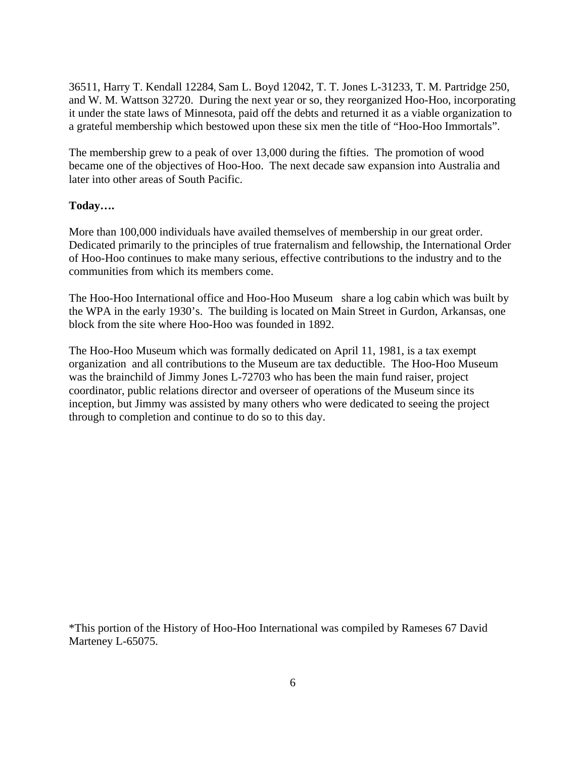36511, Harry T. Kendall 12284, Sam L. Boyd 12042, T. T. Jones L-31233, T. M. Partridge 250, and W. M. Wattson 32720. During the next year or so, they reorganized Hoo-Hoo, incorporating it under the state laws of Minnesota, paid off the debts and returned it as a viable organization to a grateful membership which bestowed upon these six men the title of "Hoo-Hoo Immortals".

The membership grew to a peak of over 13,000 during the fifties. The promotion of wood became one of the objectives of Hoo-Hoo. The next decade saw expansion into Australia and later into other areas of South Pacific.

**Today….**

More than 100,000 individuals have availed themselves of membership in our great order. Dedicated primarily to the principles of true fraternalism and fellowship, the International Order of Hoo-Hoo continues to make many serious, effective contributions to the industry and to the communities from which its members come.

The Hoo-Hoo International office and Hoo-Hoo Museum share a log cabin which was built by the WPA in the early 1930's. The building is located on Main Street in Gurdon, Arkansas, one block from the site where Hoo-Hoo was founded in 1892.

The Hoo-Hoo Museum which was formally dedicated on April 11, 1981, is a tax exempt organization and all contributions to the Museum are tax deductible. The Hoo-Hoo Museum was the brainchild of Jimmy Jones L-72703 who has been the main fund raiser, project coordinator, public relations director and overseer of operations of the Museum since its inception, but Jimmy was assisted by many others who were dedicated to seeing the project through to completion and continue to do so to this day.

*This portion of the History of Hoo-Hoo International was compiled by Rameses 67 David Marteney L-65075.